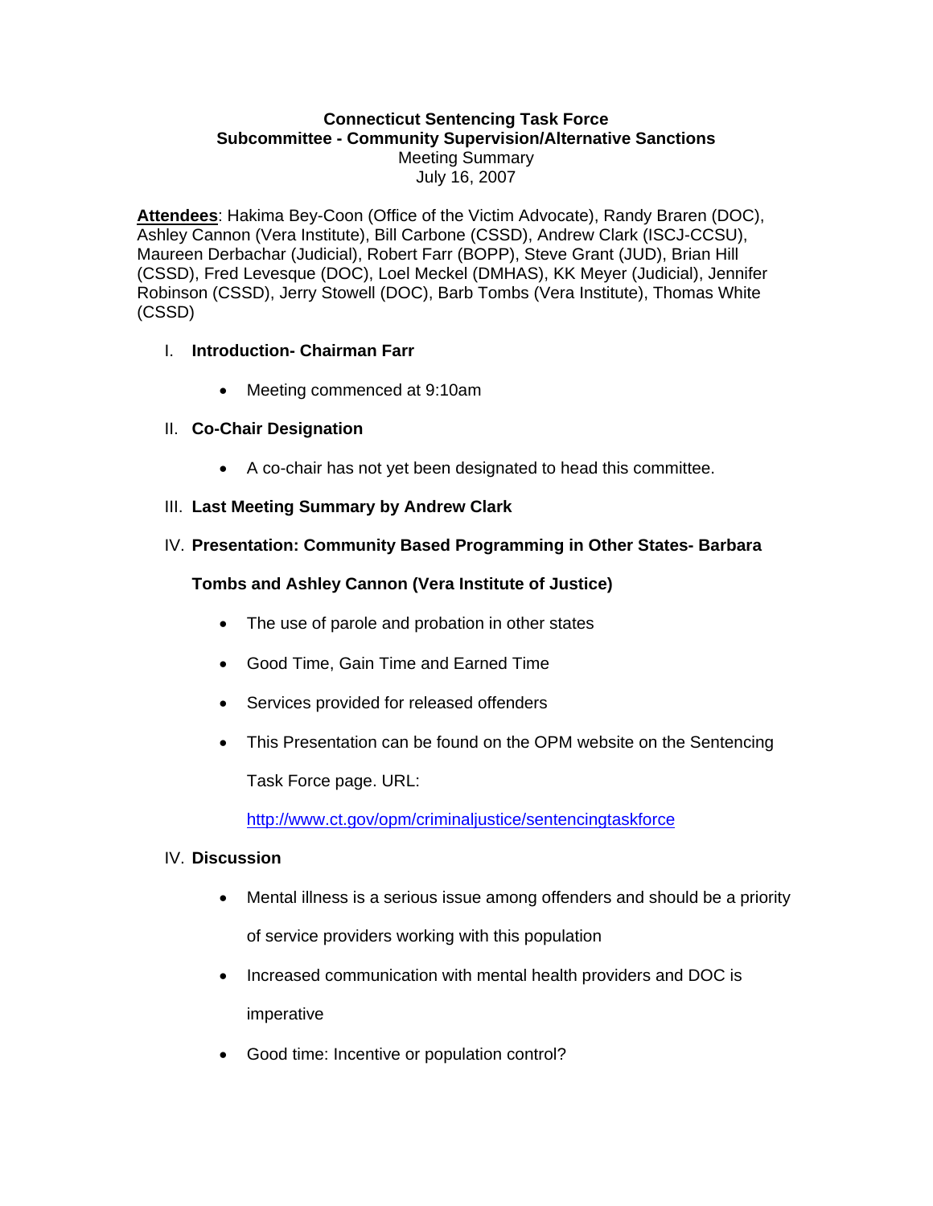**Connecticut Sentencing Task Force**
**Subcommittee - Community Supervision/Alternative Sanctions**
Meeting Summary
July 16, 2007

**Attendees**: Hakima Bey-Coon (Office of the Victim Advocate), Randy Braren (DOC), Ashley Cannon (Vera Institute), Bill Carbone (CSSD), Andrew Clark (ISCJ-CCSU), Maureen Derbachar (Judicial), Robert Farr (BOPP), Steve Grant (JUD), Brian Hill (CSSD), Fred Levesque (DOC), Loel Meckel (DMHAS), KK Meyer (Judicial), Jennifer Robinson (CSSD), Jerry Stowell (DOC), Barb Tombs (Vera Institute), Thomas White (CSSD)

I. **Introduction- Chairman Farr**

- Meeting commenced at 9:10am

II. **Co-Chair Designation**

- A co-chair has not yet been designated to head this committee.

III. **Last Meeting Summary by Andrew Clark**

IV. **Presentation: Community Based Programming in Other States- Barbara Tombs and Ashley Cannon (Vera Institute of Justice)**

- The use of parole and probation in other states
- Good Time, Gain Time and Earned Time
- Services provided for released offenders
- This Presentation can be found on the OPM website on the Sentencing Task Force page. URL: http://www.ct.gov/opm/criminaljustice/sentencingtaskforce

IV. **Discussion**

- Mental illness is a serious issue among offenders and should be a priority of service providers working with this population
- Increased communication with mental health providers and DOC is imperative
- Good time: Incentive or population control?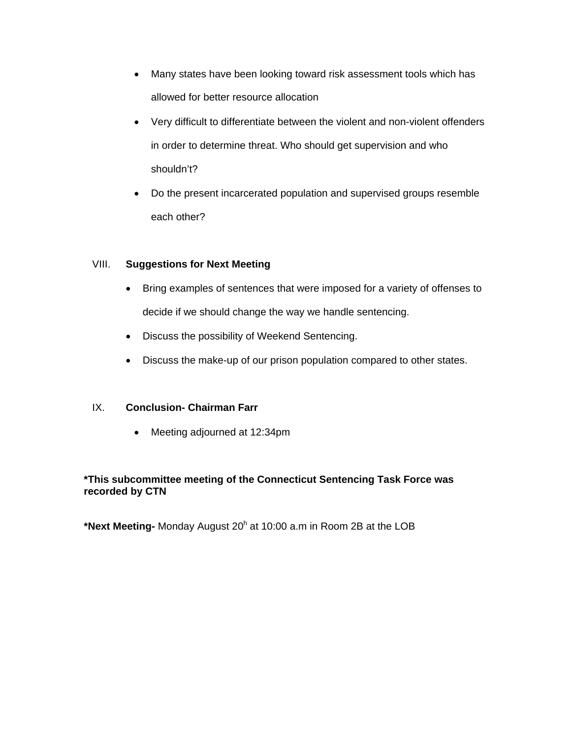- Many states have been looking toward risk assessment tools which has allowed for better resource allocation
- Very difficult to differentiate between the violent and non-violent offenders in order to determine threat. Who should get supervision and who shouldn't?
- Do the present incarcerated population and supervised groups resemble each other?

VIII. **Suggestions for Next Meeting**

- Bring examples of sentences that were imposed for a variety of offenses to decide if we should change the way we handle sentencing.
- Discuss the possibility of Weekend Sentencing.
- Discuss the make-up of our prison population compared to other states.

IX. **Conclusion- Chairman Farr**

- Meeting adjourned at 12:34pm

**\*This subcommittee meeting of the Connecticut Sentencing Task Force was recorded by CTN**

**\*Next Meeting-** Monday August 20h at 10:00 a.m in Room 2B at the LOB